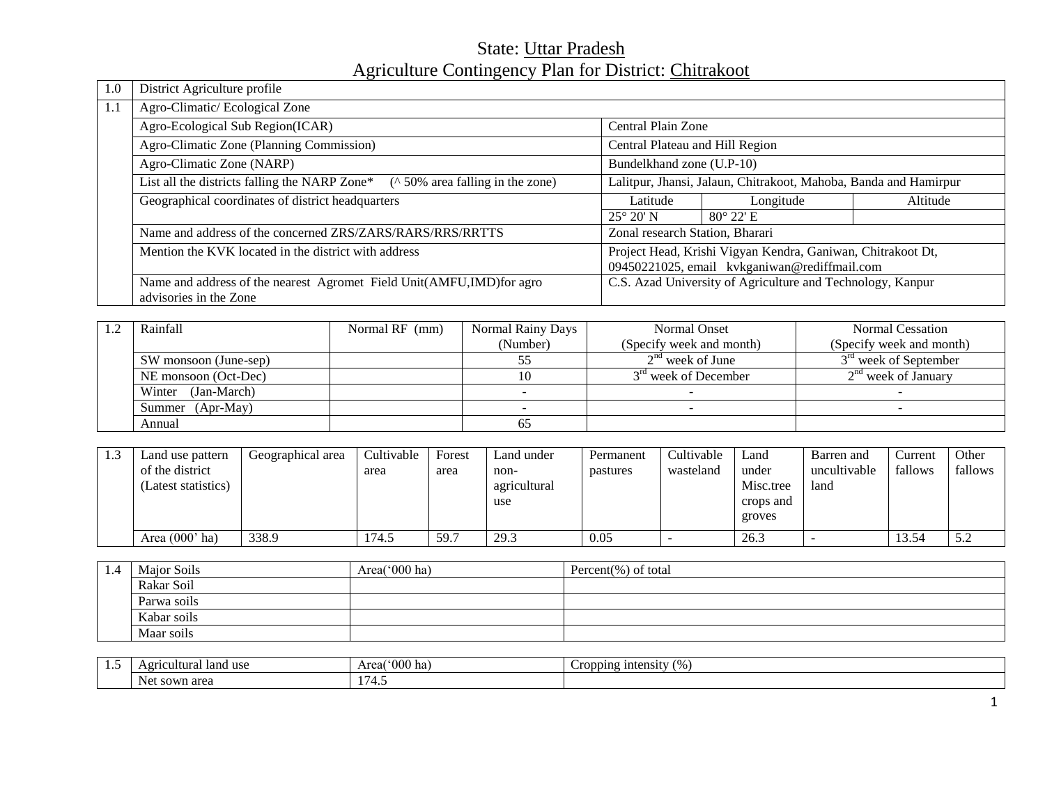# State: Uttar Pradesh

## Agriculture Contingency Plan for District: Chitrakoot

| 1.0 | District Agriculture profile | | | |
|---|---|---|---|---|
| 1.1 | Agro-Climatic/ Ecological Zone | | | |
| | Agro-Ecological Sub Region(ICAR) | Central Plain Zone | | |
| | Agro-Climatic Zone (Planning Commission) | Central Plateau and Hill Region | | |
| | Agro-Climatic Zone (NARP) | Bundelkhand zone (U.P-10) | | |
| | List all the districts falling the NARP Zone* (^ 50% area falling in the zone) | Lalitpur, Jhansi, Jalaun, Chitrakoot, Mahoba, Banda and Hamirpur | | |
| | Geographical coordinates of district headquarters | Latitude | Longitude | Altitude |
| | | 25° 20' N | 80° 22' E | |
| | Name and address of the concerned ZRS/ZARS/RARS/RRS/RRTTS | Zonal research Station, Bharari | | |
| | Mention the KVK located in the district with address | Project Head, Krishi Vigyan Kendra, Ganiwan, Chitrakoot Dt, 09450221025, email kvkganiwan@rediffmail.com | | |
| | Name and address of the nearest Agromet Field Unit(AMFU,IMD)for agro advisories in the Zone | C.S. Azad University of Agriculture and Technology, Kanpur | | |

| 1.2 | Rainfall | Normal RF (mm) | Normal Rainy Days (Number) | Normal Onset (Specify week and month) | Normal Cessation (Specify week and month) |
|---|---|---|---|---|---|
| | SW monsoon (June-sep) | | 55 | 2nd week of June | 3rd week of September |
| | NE monsoon (Oct-Dec) | | 10 | 3rd week of December | 2nd week of January |
| | Winter (Jan-March) | | - | - | - |
| | Summer (Apr-May) | | - | - | - |
| | Annual | | 65 | | |

| 1.3 | Land use pattern of the district (Latest statistics) | Geographical area | Cultivable area | Forest area | Land under non-agricultural use | Permanent pastures | Cultivable wasteland | Land under Misc.tree crops and groves | Barren and uncultivable land | Current fallows | Other fallows |
|---|---|---|---|---|---|---|---|---|---|---|---|
| | Area (000' ha) | 338.9 | 174.5 | 59.7 | 29.3 | 0.05 | - | 26.3 | - | 13.54 | 5.2 |

| 1.4 | Major Soils | Area('000 ha) | Percent(%) of total |
|---|---|---|---|
| | Rakar Soil | | |
| | Parwa soils | | |
| | Kabar soils | | |
| | Maar soils | | |

| 1.5 | Agricultural land use | Area('000 ha) | Cropping intensity (%) |
|---|---|---|---|
| | Net sown area | 174.5 | |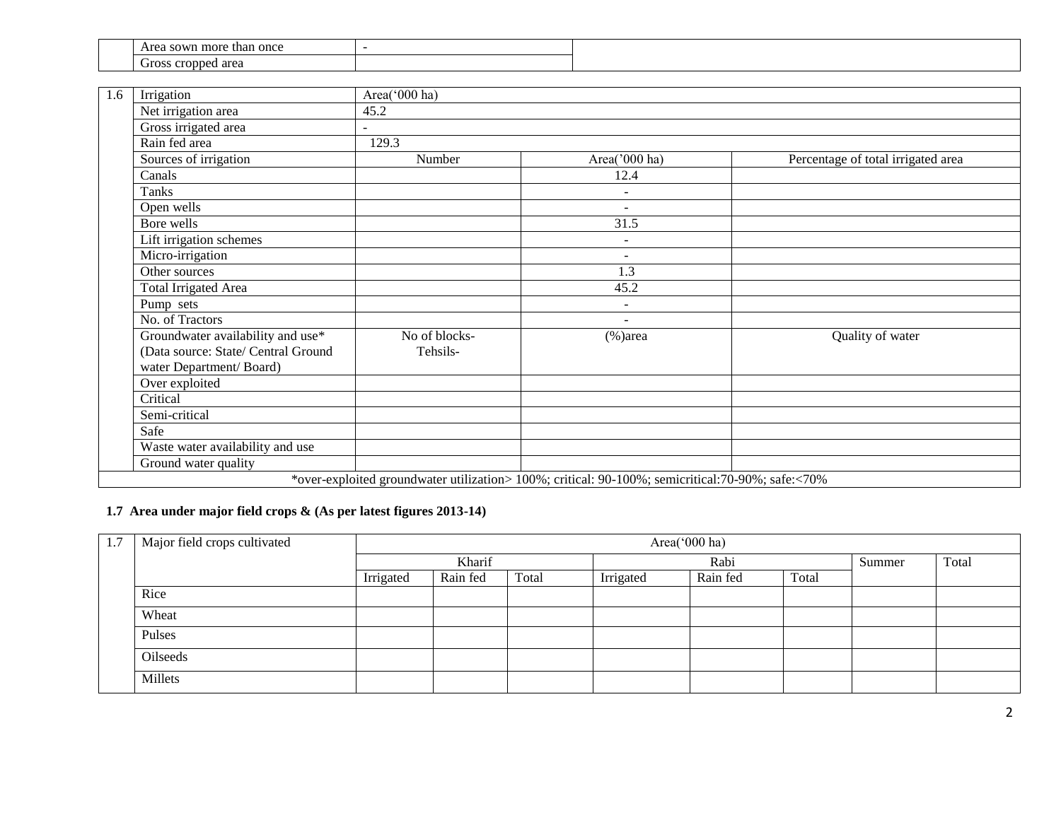|  | Area sown more than once | - |  |
|---|---|---|---|
|  | Gross cropped area |  |  |

| 1.6 | Irrigation | Area('000 ha) | | |
|---|---|---|---|---|
| | Net irrigation area | 45.2 | | |
| | Gross irrigated area | - | | |
| | Rain fed area | 129.3 | | |
| | Sources of irrigation | Number | Area('000 ha) | Percentage of total irrigated area |
| | Canals | | 12.4 | |
| | Tanks | | - | |
| | Open wells | | - | |
| | Bore wells | | 31.5 | |
| | Lift irrigation schemes | | - | |
| | Micro-irrigation | | - | |
| | Other sources | | 1.3 | |
| | Total Irrigated Area | | 45.2 | |
| | Pump sets | | - | |
| | No. of Tractors | | - | |
| | Groundwater availability and use* (Data source: State/ Central Ground water Department/ Board) | No of blocks- Tehsils- | (%)area | Quality of water |
| | Over exploited | | | |
| | Critical | | | |
| | Semi-critical | | | |
| | Safe | | | |
| | Waste water availability and use | | | |
| | Ground water quality | | | |
| *over-exploited groundwater utilization> 100%; critical: 90-100%; semicritical:70-90%; safe:<70% | | | | |

### 1.7 Area under major field crops & (As per latest figures 2013-14)

| 1.7 | Major field crops cultivated | Area('000 ha) | | | | | | | |
|---|---|---|---|---|---|---|---|---|---|
| | | Kharif | | | Rabi | | | Summer | Total |
| | | Irrigated | Rain fed | Total | Irrigated | Rain fed | Total | | |
| | Rice | | | | | | | | |
| | Wheat | | | | | | | | |
| | Pulses | | | | | | | | |
| | Oilseeds | | | | | | | | |
| | Millets | | | | | | | | |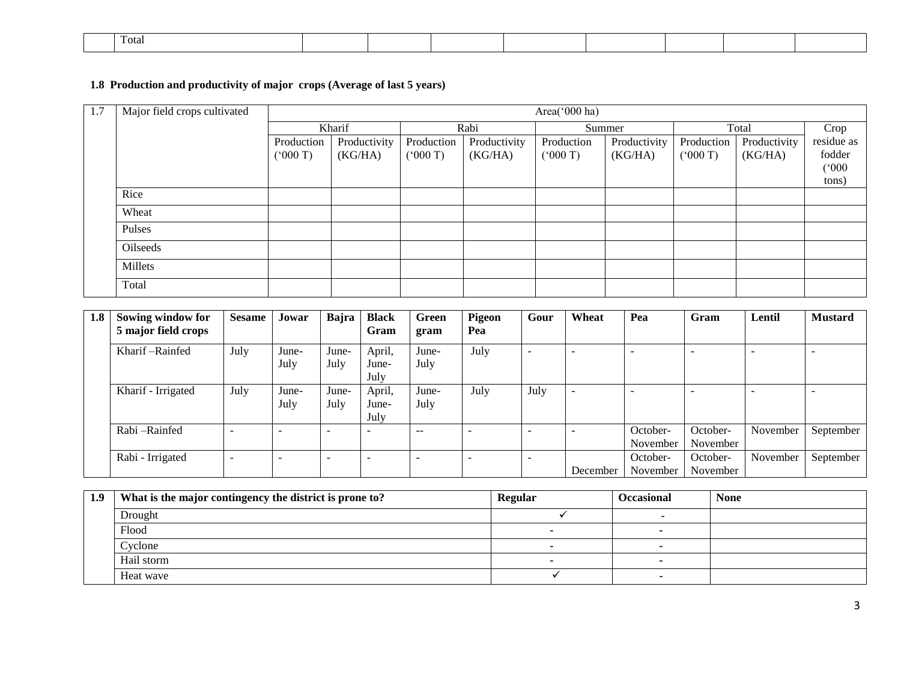| | Total | | | | | | | | |
|---|---|---|---|---|---|---|---|---|---|

**1.8 Production and productivity of major crops (Average of last 5 years)**

| 1.7 | Major field crops cultivated | Area('000 ha) | | | | | | | | |
|---|---|---|---|---|---|---|---|---|---|---|
| | | Kharif | | Rabi | | Summer | | Total | | Crop residue as fodder ('000 tons) |
| | | Production ('000 T) | Productivity (KG/HA) | Production ('000 T) | Productivity (KG/HA) | Production ('000 T) | Productivity (KG/HA) | Production ('000 T) | Productivity (KG/HA) | |
| | Rice | | | | | | | | | |
| | Wheat | | | | | | | | | |
| | Pulses | | | | | | | | | |
| | Oilseeds | | | | | | | | | |
| | Millets | | | | | | | | | |
| | Total | | | | | | | | | |

| **1.8** | **Sowing window for 5 major field crops** | **Sesame** | **Jowar** | **Bajra** | **Black Gram** | **Green gram** | **Pigeon Pea** | **Gour** | **Wheat** | **Pea** | **Gram** | **Lentil** | **Mustard** |
|---|---|---|---|---|---|---|---|---|---|---|---|---|---|
| | Kharif –Rainfed | July | June-July | June-July | April, June-July | June-July | July | - | - | - | - | - | - |
| | Kharif - Irrigated | July | June-July | June-July | April, June-July | June-July | July | July | - | - | - | - | - |
| | Rabi –Rainfed | - | - | - | - | -- | - | - | - | October-November | October-November | November | September |
| | Rabi - Irrigated | - | - | - | - | - | - | - | December | October-November | October-November | November | September |

| **1.9** | **What is the major contingency the district is prone to?** | **Regular** | **Occasional** | **None** |
|---|---|---|---|---|
| | Drought | ✓ | - | |
| | Flood | - | - | |
| | Cyclone | - | - | |
| | Hail storm | - | - | |
| | Heat wave | ✓ | - | |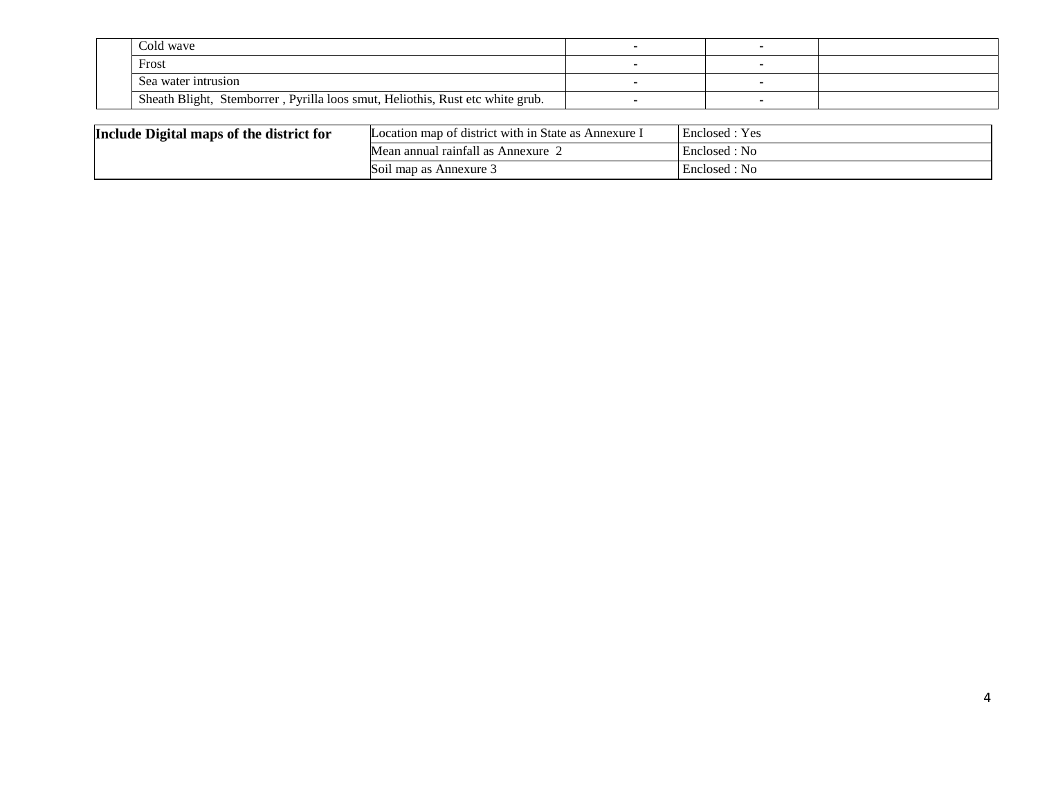| | | | | |
|---|---|---|---|---|
| | Cold wave | - | - | |
| | Frost | - | - | |
| | Sea water intrusion | - | - | |
| | Sheath Blight, Stemborrer , Pyrilla loos smut, Heliothis, Rust etc white grub. | - | - | |

| | | |
|---|---|---|
| **Include Digital maps of the district for** | Location map of district with in State as Annexure I | Enclosed : Yes |
| | Mean annual rainfall as Annexure 2 | Enclosed : No |
| | Soil map as Annexure 3 | Enclosed : No |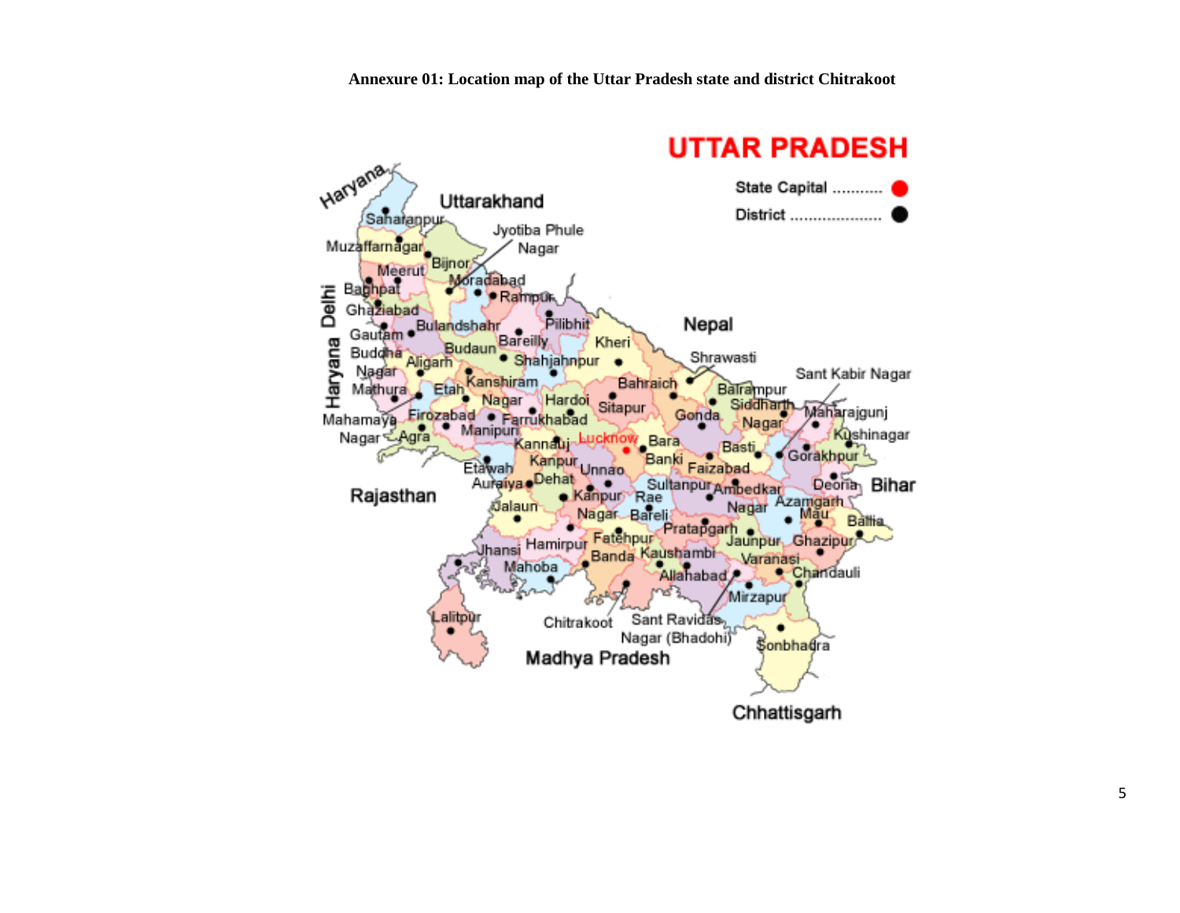**Annexure 01: Location map of the Uttar Pradesh state and district Chitrakoot**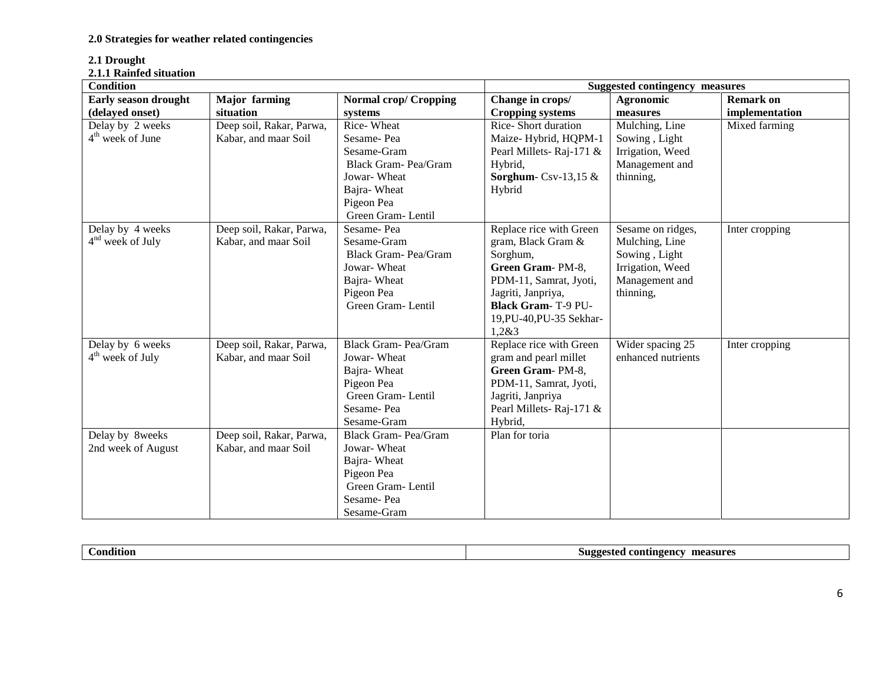**2.0 Strategies for weather related contingencies**

**2.1 Drought**

**2.1.1 Rainfed situation**

| **Condition** | | | **Suggested contingency measures** | | |
|---|---|---|---|---|---|
| **Early season drought (delayed onset)** | **Major farming situation** | **Normal crop/ Cropping systems** | **Change in crops/ Cropping systems** | **Agronomic measures** | **Remark on implementation** |
| Delay by 2 weeks 4th week of June | Deep soil, Rakar, Parwa, Kabar, and maar Soil | Rice- Wheat<br>Sesame- Pea<br>Sesame-Gram<br>Black Gram- Pea/Gram<br>Jowar- Wheat<br>Bajra- Wheat<br>Pigeon Pea<br>Green Gram- Lentil | Rice- Short duration<br>Maize- Hybrid, HQPM-1<br>Pearl Millets- Raj-171 & Hybrid,<br>**Sorghum**- Csv-13,15 & Hybrid | Mulching, Line Sowing , Light Irrigation, Weed Management and thinning, | Mixed farming |
| Delay by 4 weeks 4nd week of July | Deep soil, Rakar, Parwa, Kabar, and maar Soil | Sesame- Pea<br>Sesame-Gram<br>Black Gram- Pea/Gram<br>Jowar- Wheat<br>Bajra- Wheat<br>Pigeon Pea<br>Green Gram- Lentil | Replace rice with Green gram, Black Gram & Sorghum,<br>**Green Gram**- PM-8, PDM-11, Samrat, Jyoti, Jagriti, Janpriya,<br>**Black Gram**- T-9 PU-19,PU-40,PU-35 Sekhar-1,2&3 | Sesame on ridges, Mulching, Line Sowing , Light Irrigation, Weed Management and thinning, | Inter cropping |
| Delay by 6 weeks 4th week of July | Deep soil, Rakar, Parwa, Kabar, and maar Soil | Black Gram- Pea/Gram<br>Jowar- Wheat<br>Bajra- Wheat<br>Pigeon Pea<br>Green Gram- Lentil<br>Sesame- Pea<br>Sesame-Gram | Replace rice with Green gram and pearl millet<br>**Green Gram**- PM-8, PDM-11, Samrat, Jyoti, Jagriti, Janpriya<br>Pearl Millets- Raj-171 & Hybrid, | Wider spacing 25 enhanced nutrients | Inter cropping |
| Delay by 8weeks 2nd week of August | Deep soil, Rakar, Parwa, Kabar, and maar Soil | Black Gram- Pea/Gram<br>Jowar- Wheat<br>Bajra- Wheat<br>Pigeon Pea<br>Green Gram- Lentil<br>Sesame- Pea<br>Sesame-Gram | Plan for toria | | |

| **Condition** | **Suggested contingency measures** |
|---|---|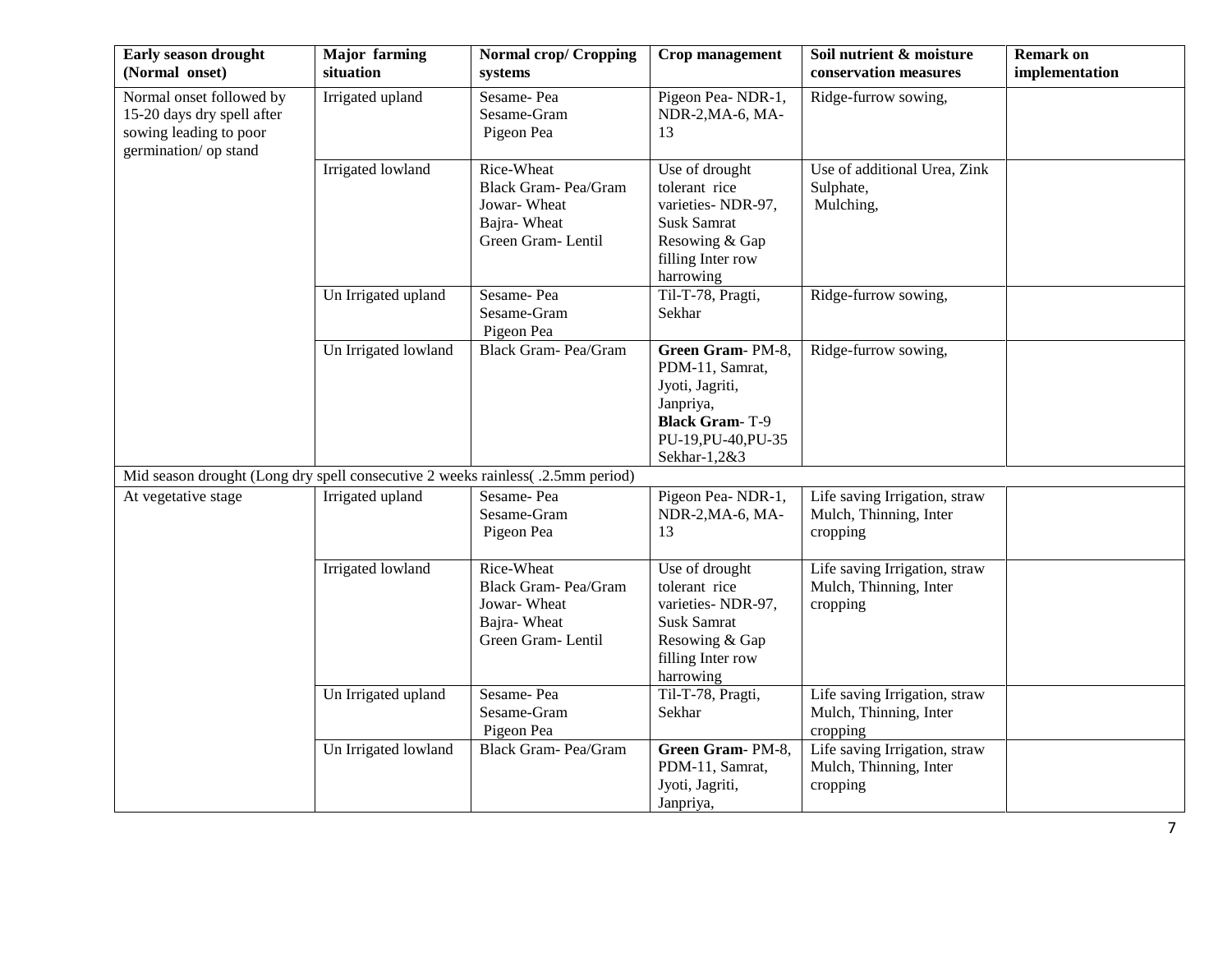| Early season drought (Normal onset) | Major farming situation | Normal crop/ Cropping systems | Crop management | Soil nutrient & moisture conservation measures | Remark on implementation |
|---|---|---|---|---|---|
| Normal onset followed by 15-20 days dry spell after sowing leading to poor germination/ op stand | Irrigated upland | Sesame- Pea<br>Sesame-Gram<br>Pigeon Pea | Pigeon Pea- NDR-1, NDR-2,MA-6, MA-13 | Ridge-furrow sowing, | |
| | Irrigated lowland | Rice-Wheat<br>Black Gram- Pea/Gram<br>Jowar- Wheat<br>Bajra- Wheat<br>Green Gram- Lentil | Use of drought tolerant rice varieties- NDR-97, Susk Samrat<br>Resowing & Gap filling Inter row harrowing | Use of additional Urea, Zink Sulphate,<br>Mulching, | |
| | Un Irrigated upland | Sesame- Pea<br>Sesame-Gram<br>Pigeon Pea | Til-T-78, Pragti, Sekhar | Ridge-furrow sowing, | |
| | Un Irrigated lowland | Black Gram- Pea/Gram | **Green Gram**- PM-8, PDM-11, Samrat, Jyoti, Jagriti, Janpriya,<br>**Black Gram**- T-9 PU-19,PU-40,PU-35 Sekhar-1,2&3 | Ridge-furrow sowing, | |
| Mid season drought (Long dry spell consecutive 2 weeks rainless( .2.5mm period) | | | | | |
| At vegetative stage | Irrigated upland | Sesame- Pea<br>Sesame-Gram<br>Pigeon Pea | Pigeon Pea- NDR-1, NDR-2,MA-6, MA-13 | Life saving Irrigation, straw Mulch, Thinning, Inter cropping | |
| | Irrigated lowland | Rice-Wheat<br>Black Gram- Pea/Gram<br>Jowar- Wheat<br>Bajra- Wheat<br>Green Gram- Lentil | Use of drought tolerant rice varieties- NDR-97, Susk Samrat<br>Resowing & Gap filling Inter row harrowing | Life saving Irrigation, straw Mulch, Thinning, Inter cropping | |
| | Un Irrigated upland | Sesame- Pea<br>Sesame-Gram<br>Pigeon Pea | Til-T-78, Pragti, Sekhar | Life saving Irrigation, straw Mulch, Thinning, Inter cropping | |
| | Un Irrigated lowland | Black Gram- Pea/Gram | **Green Gram**- PM-8, PDM-11, Samrat, Jyoti, Jagriti, Janpriya, | Life saving Irrigation, straw Mulch, Thinning, Inter cropping | |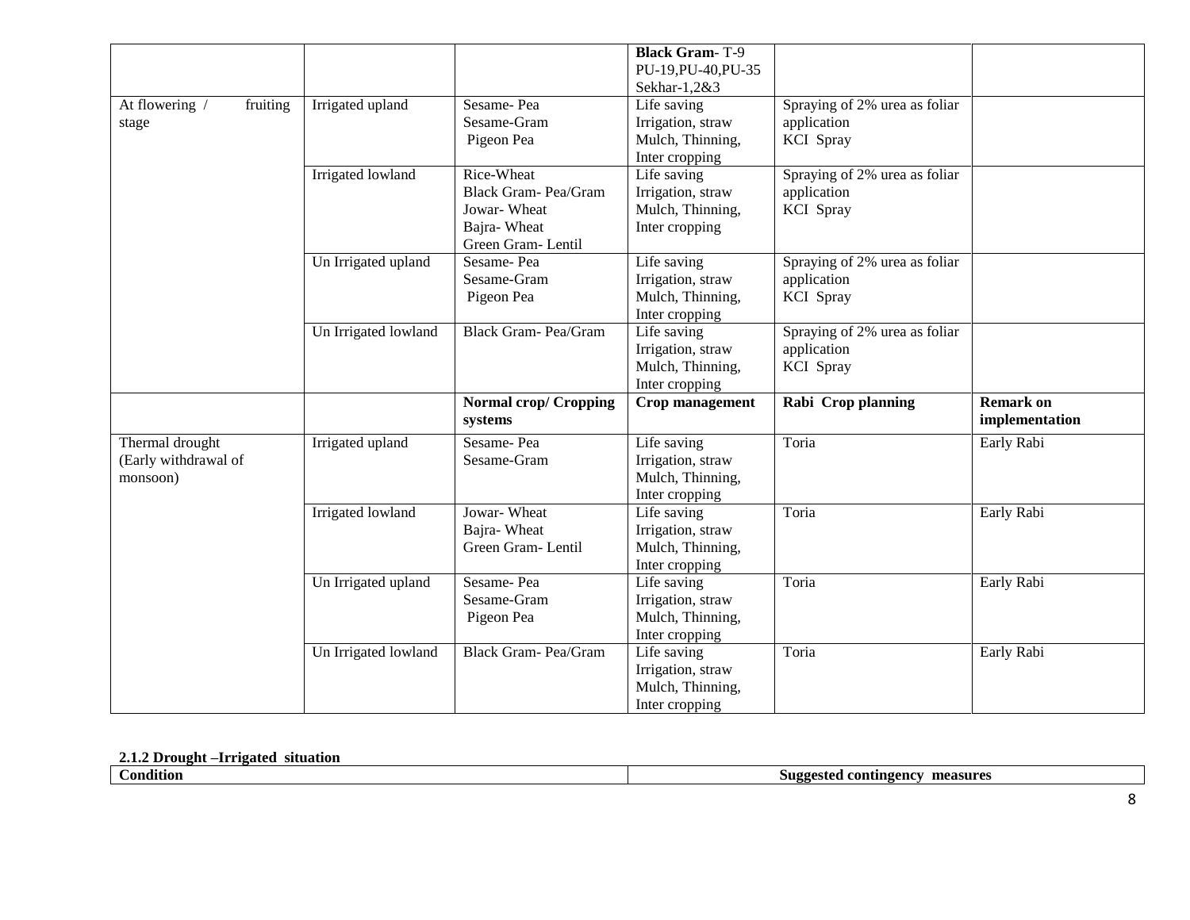| | | | Black Gram- T-9 PU-19,PU-40,PU-35 Sekhar-1,2&3 | | |
|---|---|---|---|---|---|
| At flowering / fruiting stage | Irrigated upland | Sesame- Pea<br>Sesame-Gram<br>Pigeon Pea | Life saving Irrigation, straw Mulch, Thinning, Inter cropping | Spraying of 2% urea as foliar application<br>KCl Spray | |
| | Irrigated lowland | Rice-Wheat<br>Black Gram- Pea/Gram<br>Jowar- Wheat<br>Bajra- Wheat<br>Green Gram- Lentil | Life saving Irrigation, straw Mulch, Thinning, Inter cropping | Spraying of 2% urea as foliar application<br>KCl Spray | |
| | Un Irrigated upland | Sesame- Pea<br>Sesame-Gram<br>Pigeon Pea | Life saving Irrigation, straw Mulch, Thinning, Inter cropping | Spraying of 2% urea as foliar application<br>KCl Spray | |
| | Un Irrigated lowland | Black Gram- Pea/Gram | Life saving Irrigation, straw Mulch, Thinning, Inter cropping | Spraying of 2% urea as foliar application<br>KCl Spray | |
| | | **Normal crop/ Cropping systems** | **Crop management** | **Rabi Crop planning** | **Remark on implementation** |
| Thermal drought (Early withdrawal of monsoon) | Irrigated upland | Sesame- Pea<br>Sesame-Gram | Life saving Irrigation, straw Mulch, Thinning, Inter cropping | Toria | Early Rabi |
| | Irrigated lowland | Jowar- Wheat<br>Bajra- Wheat<br>Green Gram- Lentil | Life saving Irrigation, straw Mulch, Thinning, Inter cropping | Toria | Early Rabi |
| | Un Irrigated upland | Sesame- Pea<br>Sesame-Gram<br>Pigeon Pea | Life saving Irrigation, straw Mulch, Thinning, Inter cropping | Toria | Early Rabi |
| | Un Irrigated lowland | Black Gram- Pea/Gram | Life saving Irrigation, straw Mulch, Thinning, Inter cropping | Toria | Early Rabi |

**2.1.2 Drought –Irrigated situation**

| Condition | Suggested contingency measures |
|---|---|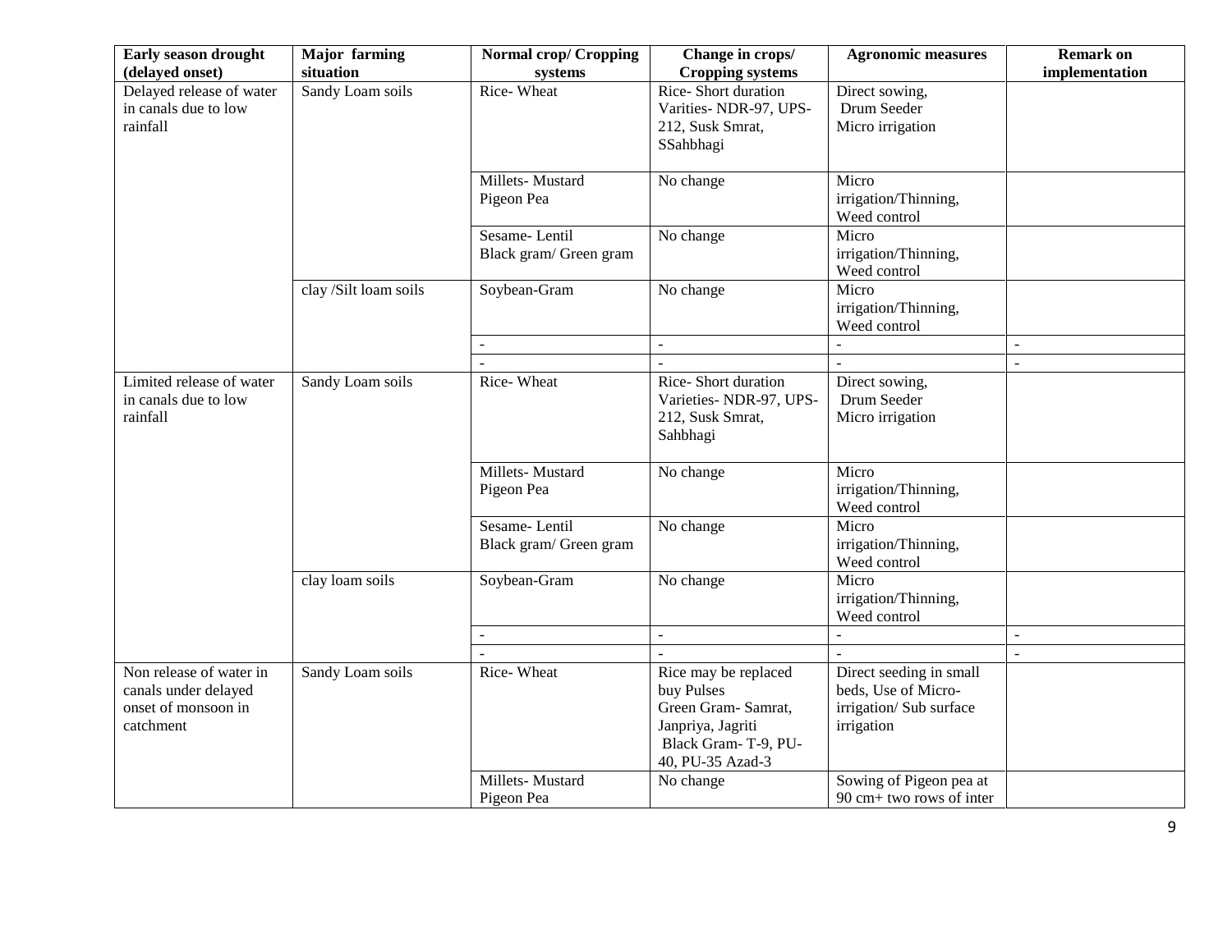| Early season drought (delayed onset) | Major farming situation | Normal crop/ Cropping systems | Change in crops/ Cropping systems | Agronomic measures | Remark on implementation |
|---|---|---|---|---|---|
| Delayed release of water in canals due to low rainfall | Sandy Loam soils | Rice- Wheat | Rice- Short duration Varities- NDR-97, UPS-212, Susk Smrat, SSahbhagi | Direct sowing, Drum Seeder Micro irrigation | |
| | | Millets- Mustard Pigeon Pea | No change | Micro irrigation/Thinning, Weed control | |
| | | Sesame- Lentil Black gram/ Green gram | No change | Micro irrigation/Thinning, Weed control | |
| | clay /Silt loam soils | Soybean-Gram | No change | Micro irrigation/Thinning, Weed control | |
| | | - | - | - | - |
| | | - | - | - | - |
| Limited release of water in canals due to low rainfall | Sandy Loam soils | Rice- Wheat | Rice- Short duration Varieties- NDR-97, UPS-212, Susk Smrat, Sahbhagi | Direct sowing, Drum Seeder Micro irrigation | |
| | | Millets- Mustard Pigeon Pea | No change | Micro irrigation/Thinning, Weed control | |
| | | Sesame- Lentil Black gram/ Green gram | No change | Micro irrigation/Thinning, Weed control | |
| | clay loam soils | Soybean-Gram | No change | Micro irrigation/Thinning, Weed control | |
| | | - | - | - | - |
| | | - | - | - | - |
| Non release of water in canals under delayed onset of monsoon in catchment | Sandy Loam soils | Rice- Wheat | Rice may be replaced buy Pulses Green Gram- Samrat, Janpriya, Jagriti Black Gram- T-9, PU-40, PU-35 Azad-3 | Direct seeding in small beds, Use of Micro-irrigation/ Sub surface irrigation | |
| | | Millets- Mustard Pigeon Pea | No change | Sowing of Pigeon pea at 90 cm+ two rows of inter | |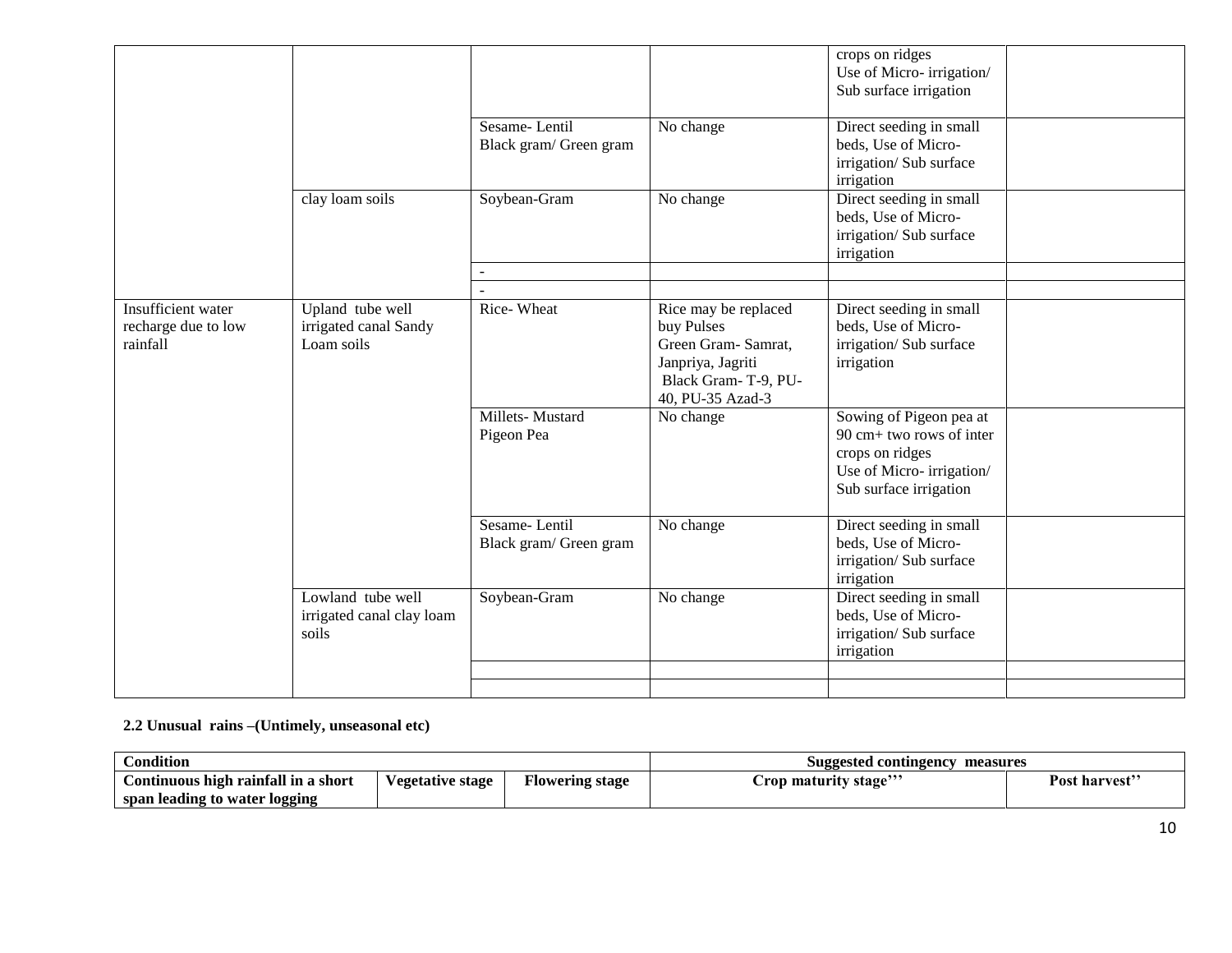| | | | | crops on ridges<br>Use of Micro- irrigation/ Sub surface irrigation | |
|---|---|---|---|---|---|
| | | Sesame- Lentil<br>Black gram/ Green gram | No change | Direct seeding in small beds, Use of Micro- irrigation/ Sub surface irrigation | |
| | clay loam soils | Soybean-Gram | No change | Direct seeding in small beds, Use of Micro- irrigation/ Sub surface irrigation | |
| | | - | | | |
| | | - | | | |
| Insufficient water recharge due to low rainfall | Upland tube well irrigated canal Sandy Loam soils | Rice- Wheat | Rice may be replaced buy Pulses<br>Green Gram- Samrat, Janpriya, Jagriti<br>Black Gram- T-9, PU-40, PU-35 Azad-3 | Direct seeding in small beds, Use of Micro- irrigation/ Sub surface irrigation | |
| | | Millets- Mustard<br>Pigeon Pea | No change | Sowing of Pigeon pea at 90 cm+ two rows of inter crops on ridges<br>Use of Micro- irrigation/ Sub surface irrigation | |
| | | Sesame- Lentil<br>Black gram/ Green gram | No change | Direct seeding in small beds, Use of Micro- irrigation/ Sub surface irrigation | |
| | Lowland tube well irrigated canal clay loam soils | Soybean-Gram | No change | Direct seeding in small beds, Use of Micro- irrigation/ Sub surface irrigation | |
| | | | | | |
| | | | | | |

**2.2 Unusual rains –(Untimely, unseasonal etc)**

| Condition | | | Suggested contingency measures | |
|---|---|---|---|---|
| **Continuous high rainfall in a short span leading to water logging** | **Vegetative stage** | **Flowering stage** | **Crop maturity stage'''** | **Post harvest''** |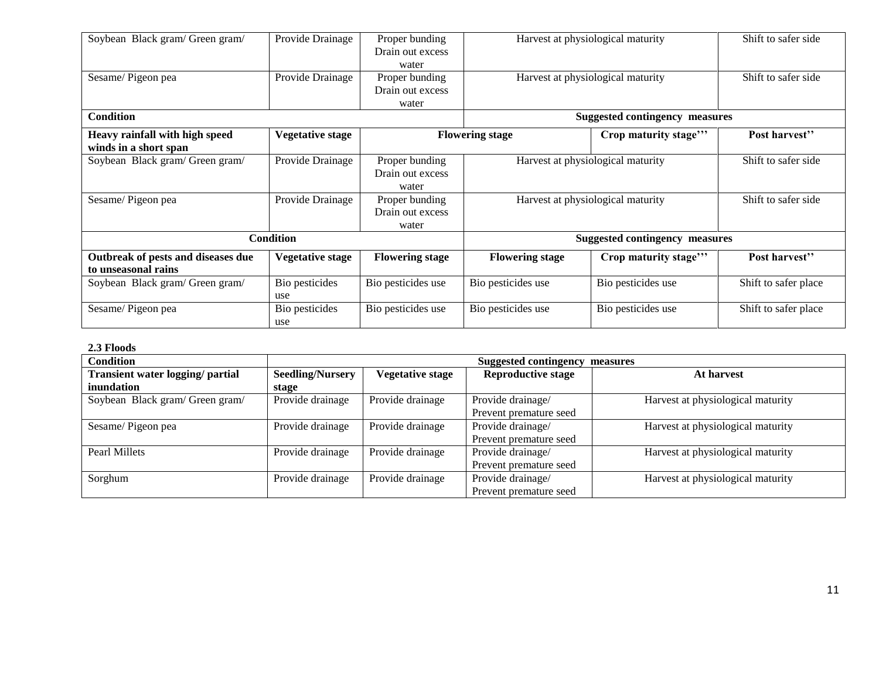| | | | | | |
|---|---|---|---|---|---|
| Soybean Black gram/ Green gram/ | Provide Drainage | Proper bunding Drain out excess water | Harvest at physiological maturity | | Shift to safer side |
| Sesame/ Pigeon pea | Provide Drainage | Proper bunding Drain out excess water | Harvest at physiological maturity | | Shift to safer side |
| **Condition** | | | **Suggested contingency measures** | | |
| **Heavy rainfall with high speed winds in a short span** | **Vegetative stage** | **Flowering stage** | | **Crop maturity stage'''** | **Post harvest''** |
| Soybean Black gram/ Green gram/ | Provide Drainage | Proper bunding Drain out excess water | Harvest at physiological maturity | | Shift to safer side |
| Sesame/ Pigeon pea | Provide Drainage | Proper bunding Drain out excess water | Harvest at physiological maturity | | Shift to safer side |
| **Condition** | | | **Suggested contingency measures** | | |
| **Outbreak of pests and diseases due to unseasonal rains** | **Vegetative stage** | **Flowering stage** | **Flowering stage** | **Crop maturity stage'''** | **Post harvest''** |
| Soybean Black gram/ Green gram/ | Bio pesticides use | Bio pesticides use | Bio pesticides use | Bio pesticides use | Shift to safer place |
| Sesame/ Pigeon pea | Bio pesticides use | Bio pesticides use | Bio pesticides use | Bio pesticides use | Shift to safer place |

**2.3 Floods**

| **Condition** | **Suggested contingency measures** | | | |
|---|---|---|---|---|
| **Transient water logging/ partial inundation** | **Seedling/Nursery stage** | **Vegetative stage** | **Reproductive stage** | **At harvest** |
| Soybean Black gram/ Green gram/ | Provide drainage | Provide drainage | Provide drainage/ Prevent premature seed | Harvest at physiological maturity |
| Sesame/ Pigeon pea | Provide drainage | Provide drainage | Provide drainage/ Prevent premature seed | Harvest at physiological maturity |
| Pearl Millets | Provide drainage | Provide drainage | Provide drainage/ Prevent premature seed | Harvest at physiological maturity |
| Sorghum | Provide drainage | Provide drainage | Provide drainage/ Prevent premature seed | Harvest at physiological maturity |